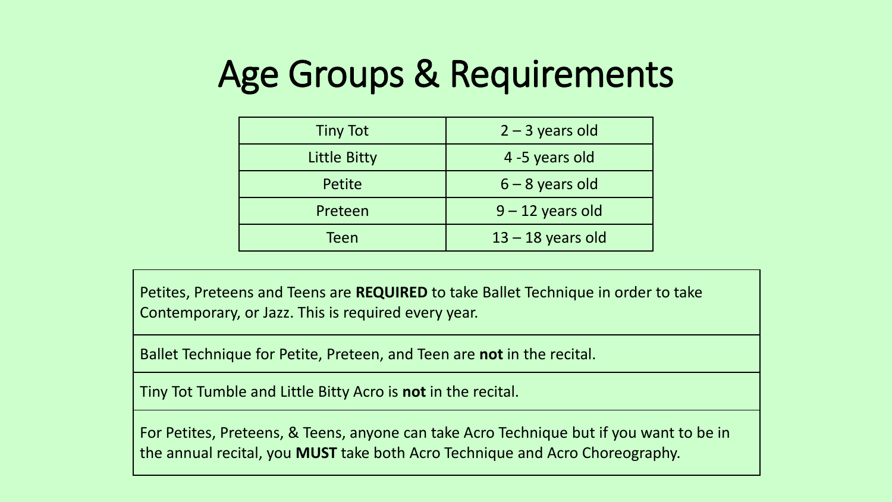# Age Groups & Requirements

| Tiny Tot | 2 – 3 years old |
| --- | --- |
| Little Bitty | 4 -5 years old |
| Petite | 6 – 8 years old |
| Preteen | 9 – 12 years old |
| Teen | 13 – 18 years old |

Petites, Preteens and Teens are **REQUIRED** to take Ballet Technique in order to take Contemporary, or Jazz. This is required every year.

Ballet Technique for Petite, Preteen, and Teen are **not** in the recital.

Tiny Tot Tumble and Little Bitty Acro is **not** in the recital.

For Petites, Preteens, & Teens, anyone can take Acro Technique but if you want to be in the annual recital, you **MUST** take both Acro Technique and Acro Choreography.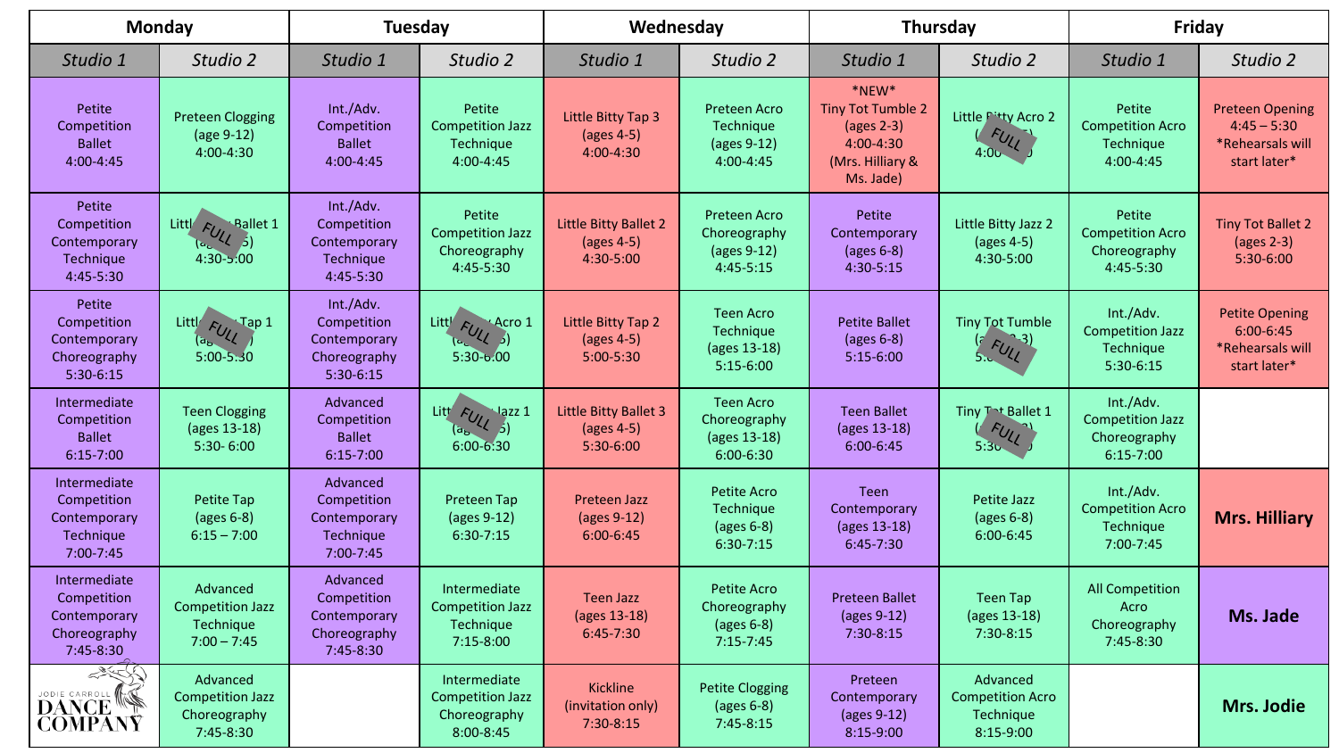| Monday | | Tuesday | | Wednesday | | Thursday | | Friday | |
|---|---|---|---|---|---|---|---|---|---|
| *Studio 1* | *Studio 2* | *Studio 1* | *Studio 2* | *Studio 1* | *Studio 2* | *Studio 1* | *Studio 2* | *Studio 1* | *Studio 2* |
| Petite Competition Ballet 4:00-4:45 | Preteen Clogging (age 9-12) 4:00-4:30 | Int./Adv. Competition Ballet 4:00-4:45 | Petite Competition Jazz Technique 4:00-4:45 | Little Bitty Tap 3 (ages 4-5) 4:00-4:30 | Preteen Acro Technique (ages 9-12) 4:00-4:45 | \*NEW\* Tiny Tot Tumble 2 (ages 2-3) 4:00-4:30 (Mrs. Hilliary & Ms. Jade) | Little Bitty Acro 2 (ages 4-5) 4:00-4:30 FULL | Petite Competition Acro Technique 4:00-4:45 | Preteen Opening 4:45 – 5:30 \*Rehearsals will start later\* |
| Petite Competition Contemporary Technique 4:45-5:30 | Little Bitty Ballet 1 (ages 4-5) 4:30-5:00 FULL | Int./Adv. Competition Contemporary Technique 4:45-5:30 | Petite Competition Jazz Choreography 4:45-5:30 | Little Bitty Ballet 2 (ages 4-5) 4:30-5:00 | Preteen Acro Choreography (ages 9-12) 4:45-5:15 | Petite Contemporary (ages 6-8) 4:30-5:15 | Little Bitty Jazz 2 (ages 4-5) 4:30-5:00 | Petite Competition Acro Choreography 4:45-5:30 | Tiny Tot Ballet 2 (ages 2-3) 5:30-6:00 |
| Petite Competition Contemporary Choreography 5:30-6:15 | Little Bitty Tap 1 (ages 4-5) 5:00-5:30 FULL | Int./Adv. Competition Contemporary Choreography 5:30-6:15 | Little Bitty Acro 1 (ages 4-5) 5:30-6:00 FULL | Little Bitty Tap 2 (ages 4-5) 5:00-5:30 | Teen Acro Technique (ages 13-18) 5:15-6:00 | Petite Ballet (ages 6-8) 5:15-6:00 | Tiny Tot Tumble (ages 2-3) 5:00-5:30 FULL | Int./Adv. Competition Jazz Technique 5:30-6:15 | Petite Opening 6:00-6:45 \*Rehearsals will start later\* |
| Intermediate Competition Ballet 6:15-7:00 | Teen Clogging (ages 13-18) 5:30- 6:00 | Advanced Competition Ballet 6:15-7:00 | Little Bitty Jazz 1 (ages 4-5) 6:00-6:30 FULL | Little Bitty Ballet 3 (ages 4-5) 5:30-6:00 | Teen Acro Choreography (ages 13-18) 6:00-6:30 | Teen Ballet (ages 13-18) 6:00-6:45 | Tiny Tot Ballet 1 (ages 2-3) 5:30-6:00 FULL | Int./Adv. Competition Jazz Choreography 6:15-7:00 | |
| Intermediate Competition Contemporary Technique 7:00-7:45 | Petite Tap (ages 6-8) 6:15 – 7:00 | Advanced Competition Contemporary Technique 7:00-7:45 | Preteen Tap (ages 9-12) 6:30-7:15 | Preteen Jazz (ages 9-12) 6:00-6:45 | Petite Acro Technique (ages 6-8) 6:30-7:15 | Teen Contemporary (ages 13-18) 6:45-7:30 | Petite Jazz (ages 6-8) 6:00-6:45 | Int./Adv. Competition Acro Technique 7:00-7:45 | **Mrs. Hilliary** |
| Intermediate Competition Contemporary Choreography 7:45-8:30 | Advanced Competition Jazz Technique 7:00 – 7:45 | Advanced Competition Contemporary Choreography 7:45-8:30 | Intermediate Competition Jazz Technique 7:15-8:00 | Teen Jazz (ages 13-18) 6:45-7:30 | Petite Acro Choreography (ages 6-8) 7:15-7:45 | Preteen Ballet (ages 9-12) 7:30-8:15 | Teen Tap (ages 13-18) 7:30-8:15 | All Competition Acro Choreography 7:45-8:30 | **Ms. Jade** |
| JODIE CARROLL DANCE COMPANY | Advanced Competition Jazz Choreography 7:45-8:30 | | Intermediate Competition Jazz Choreography 8:00-8:45 | Kickline (invitation only) 7:30-8:15 | Petite Clogging (ages 6-8) 7:45-8:15 | Preteen Contemporary (ages 9-12) 8:15-9:00 | Advanced Competition Acro Technique 8:15-9:00 | | **Mrs. Jodie** |